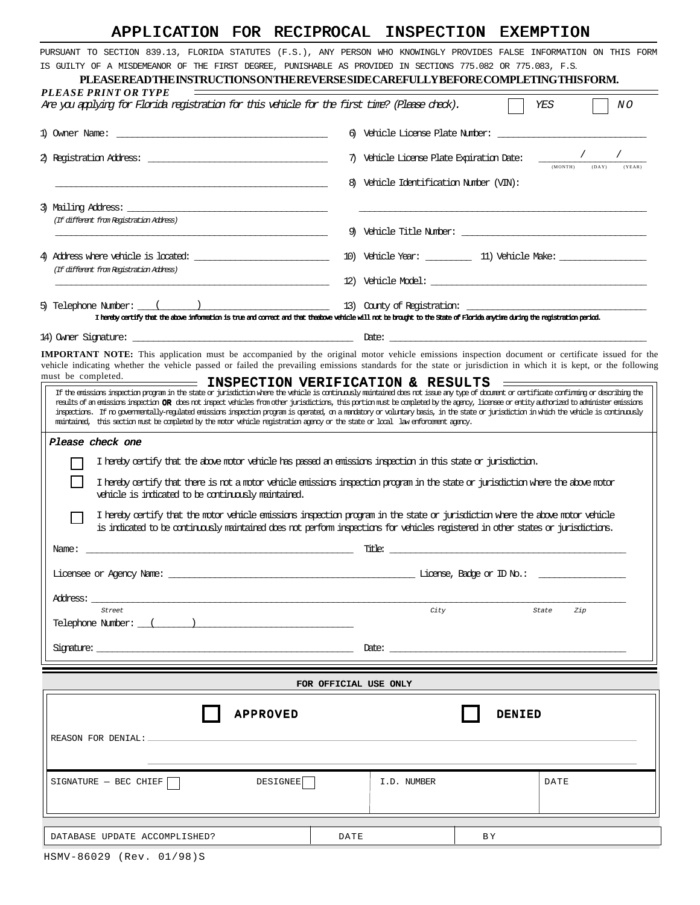# APPLICATION FOR RECIPROCAL INSPECTION EXEMPTION

PURSUANT TO SECTION 839.13, FLORIDA STATUTES (F.S.), ANY PERSON WHO KNOWINGLY PROVIDES FALSE INFORMATION ON THIS FORM IS GUILTY OF A MISDEMEANOR OF THE FIRST DEGREE, PUNISHABLE AS PROVIDED IN SECTIONS 775.082 OR 775.083, F.S.

**PLEASE READ THE INSTRUCTIONS ON THE REVERSE SIDE CAREFULLY BEFORE COMPLETING THIS FORM.**

***PLEASE PRINT OR TYPE***

*Are you applying for Florida registration for this vehicle for the first time? (Please check).* ☐ YES ☐ NO

1) Owner Name: ______________________________

2) Registration Address: ______________________________

______________________________

3) Mailing Address: ______________________________
*(If different from Registration Address)*
______________________________

4) Address where vehicle is located: ______________________________
*(If different from Registration Address)*
______________________________

5) Telephone Number: (______) ______________________________

6) Vehicle License Plate Number: ______________________________

7) Vehicle License Plate Expiration Date: ____/____/____ (MONTH) (DAY) (YEAR)

8) Vehicle Identification Number (VIN):
______________________________

9) Vehicle Title Number: ______________________________

10) Vehicle Year: ________ 11) Vehicle Make: ______________

12) Vehicle Model: ______________________________

13) County of Registration: ______________________________

I hereby certify that the above information is true and correct and that the above vehicle will not be brought to the State of Florida anytime during the registration period.

14) Owner Signature: ______________________________ Date: ______________________________

**IMPORTANT NOTE:** This application must be accompanied by the original motor vehicle emissions inspection document or certificate issued for the vehicle indicating whether the vehicle passed or failed the prevailing emissions standards for the state or jurisdiction in which it is kept, or the following must be completed.

## INSPECTION VERIFICATION & RESULTS

If the emissions inspection program in the state or jurisdiction where the vehicle is continuously maintained does not issue any type of document or certificate confirming or describing the results of an emissions inspection **OR** does not inspect vehicles from other jurisdictions, this portion must be completed by the agency, licensee or entity authorized to administer emissions inspections. If no governmentally-regulated emissions inspection program is operated, on a mandatory or voluntary basis, in the state or jurisdiction in which the vehicle is continuously maintained, this section must be completed by the motor vehicle registration agency or the state or local law enforcement agency.

*Please check one*

☐ I hereby certify that the above motor vehicle has passed an emissions inspection in this state or jurisdiction.

☐ I hereby certify that there is not a motor vehicle emissions inspection program in the state or jurisdiction where the above motor vehicle is indicated to be continuously maintained.

☐ I hereby certify that the motor vehicle emissions inspection program in the state or jurisdiction where the above motor vehicle is indicated to be continuously maintained does not perform inspections for vehicles registered in other states or jurisdictions.

Name: ______________________________ Title: ______________________________

Licensee or Agency Name: ______________________________ License, Badge or ID No.: ______________

Address: ______________________________
*Street* *City* *State* *Zip*

Telephone Number: (______) ______________________________

Signature: ______________________________ Date: ______________________________

### FOR OFFICIAL USE ONLY

☐ APPROVED ☐ DENIED

REASON FOR DENIAL: ______________________________

______________________________

| SIGNATURE — BEC CHIEF ☐ DESIGNEE ☐ | I.D. NUMBER | DATE |
|---|---|---|
| | | |

| DATABASE UPDATE ACCOMPLISHED? | DATE | BY |
|---|---|---|

HSMV-86029 (Rev. 01/98)S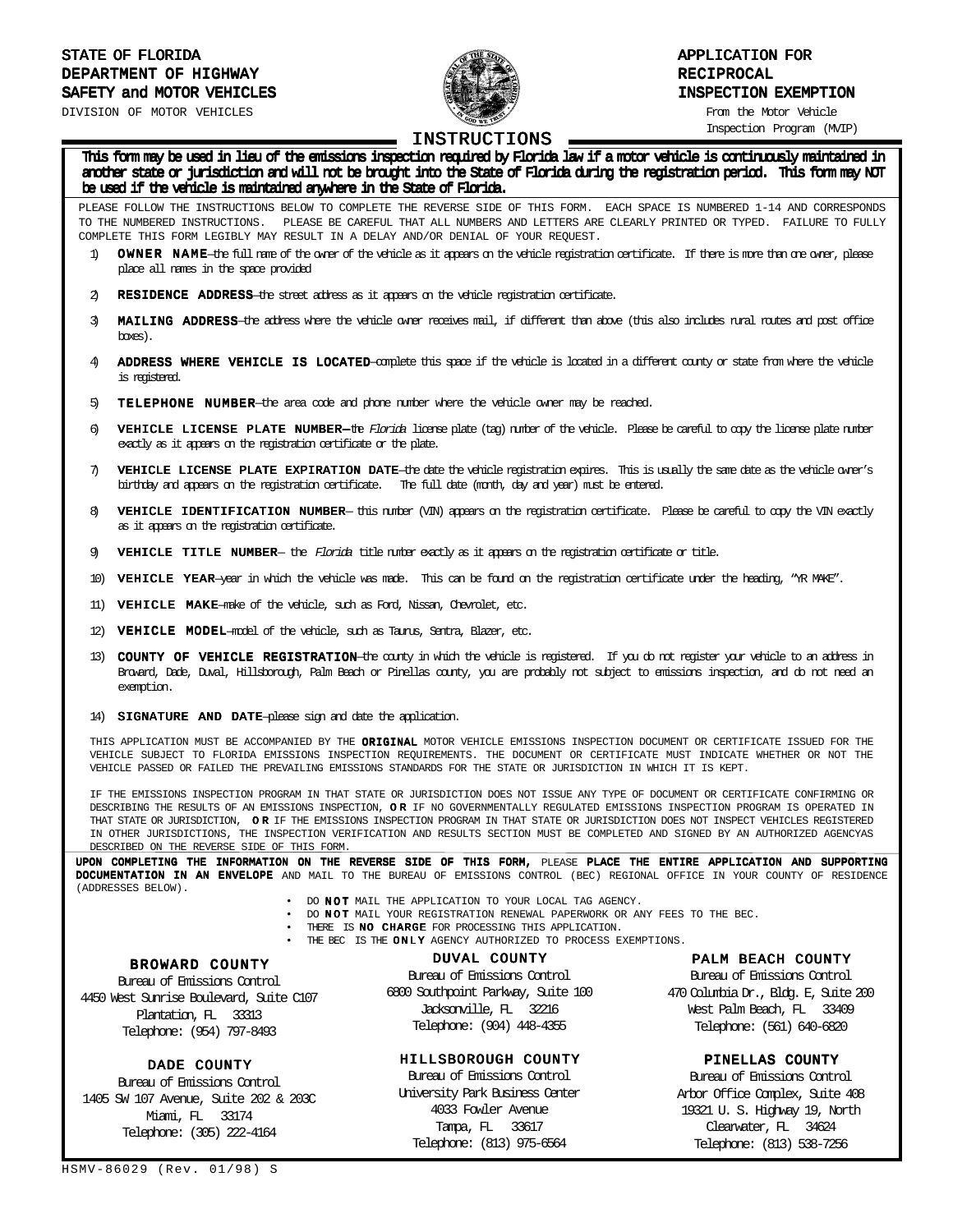STATE OF FLORIDA
DEPARTMENT OF HIGHWAY
SAFETY and MOTOR VEHICLES
DIVISION OF MOTOR VEHICLES

# APPLICATION FOR RECIPROCAL INSPECTION EXEMPTION

From the Motor Vehicle Inspection Program (MVIP)

## INSTRUCTIONS

**This form may be used in lieu of the emissions inspection required by Florida law if a motor vehicle is continuously maintained in another state or jurisdiction and will not be brought into the State of Florida during the registration period. This form may NOT be used if the vehicle is maintained anywhere in the State of Florida.**

PLEASE FOLLOW THE INSTRUCTIONS BELOW TO COMPLETE THE REVERSE SIDE OF THIS FORM. EACH SPACE IS NUMBERED 1-14 AND CORRESPONDS TO THE NUMBERED INSTRUCTIONS. PLEASE BE CAREFUL THAT ALL NUMBERS AND LETTERS ARE CLEARLY PRINTED OR TYPED. FAILURE TO FULLY COMPLETE THIS FORM LEGIBLY MAY RESULT IN A DELAY AND/OR DENIAL OF YOUR REQUEST.

1) **OWNER NAME**—the full name of the owner of the vehicle as it appears on the vehicle registration certificate. If there is more than one owner, please place all names in the space provided
2) **RESIDENCE ADDRESS**—the street address as it appears on the vehicle registration certificate.
3) **MAILING ADDRESS**—the address where the vehicle owner receives mail, if different than above (this also includes rural routes and post office boxes).
4) **ADDRESS WHERE VEHICLE IS LOCATED**—complete this space if the vehicle is located in a different county or state from where the vehicle is registered.
5) **TELEPHONE NUMBER**—the area code and phone number where the vehicle owner may be reached.
6) **VEHICLE LICENSE PLATE NUMBER—**the *Florida* license plate (tag) number of the vehicle. Please be careful to copy the license plate number exactly as it appears on the registration certificate or the plate.
7) **VEHICLE LICENSE PLATE EXPIRATION DATE**—the date the vehicle registration expires. This is usually the same date as the vehicle owner's birthday and appears on the registration certificate. The full date (month, day and year) must be entered.
8) **VEHICLE IDENTIFICATION NUMBER**— this number (VIN) appears on the registration certificate. Please be careful to copy the VIN exactly as it appears on the registration certificate.
9) **VEHICLE TITLE NUMBER**— the *Florida* title number exactly as it appears on the registration certificate or title.
10) **VEHICLE YEAR**—year in which the vehicle was made. This can be found on the registration certificate under the heading, "YR MAKE".
11) **VEHICLE MAKE**—make of the vehicle, such as Ford, Nissan, Chevrolet, etc.
12) **VEHICLE MODEL**—model of the vehicle, such as Taurus, Sentra, Blazer, etc.
13) **COUNTY OF VEHICLE REGISTRATION**—the county in which the vehicle is registered. If you do not register your vehicle to an address in Broward, Dade, Duval, Hillsborough, Palm Beach or Pinellas county, you are probably not subject to emissions inspection, and do not need an exemption.
14) **SIGNATURE AND DATE**—please sign and date the application.

THIS APPLICATION MUST BE ACCOMPANIED BY THE **ORIGINAL** MOTOR VEHICLE EMISSIONS INSPECTION DOCUMENT OR CERTIFICATE ISSUED FOR THE VEHICLE SUBJECT TO FLORIDA EMISSIONS INSPECTION REQUIREMENTS. THE DOCUMENT OR CERTIFICATE MUST INDICATE WHETHER OR NOT THE VEHICLE PASSED OR FAILED THE PREVAILING EMISSIONS STANDARDS FOR THE STATE OR JURISDICTION IN WHICH IT IS KEPT.

IF THE EMISSIONS INSPECTION PROGRAM IN THAT STATE OR JURISDICTION DOES NOT ISSUE ANY TYPE OF DOCUMENT OR CERTIFICATE CONFIRMING OR DESCRIBING THE RESULTS OF AN EMISSIONS INSPECTION, **OR** IF NO GOVERNMENTALLY REGULATED EMISSIONS INSPECTION PROGRAM IS OPERATED IN THAT STATE OR JURISDICTION, **OR** IF THE EMISSIONS INSPECTION PROGRAM IN THAT STATE OR JURISDICTION DOES NOT INSPECT VEHICLES REGISTERED IN OTHER JURISDICTIONS, THE INSPECTION VERIFICATION AND RESULTS SECTION MUST BE COMPLETED AND SIGNED BY AN AUTHORIZED AGENCYAS DESCRIBED ON THE REVERSE SIDE OF THIS FORM.

**UPON COMPLETING THE INFORMATION ON THE REVERSE SIDE OF THIS FORM,** PLEASE **PLACE THE ENTIRE APPLICATION AND SUPPORTING DOCUMENTATION IN AN ENVELOPE** AND MAIL TO THE BUREAU OF EMISSIONS CONTROL (BEC) REGIONAL OFFICE IN YOUR COUNTY OF RESIDENCE (ADDRESSES BELOW).

- DO **NOT** MAIL THE APPLICATION TO YOUR LOCAL TAG AGENCY.
- DO **NOT** MAIL YOUR REGISTRATION RENEWAL PAPERWORK OR ANY FEES TO THE BEC.
- THERE IS **NO CHARGE** FOR PROCESSING THIS APPLICATION.
- THE BEC IS THE **ONLY** AGENCY AUTHORIZED TO PROCESS EXEMPTIONS.

**BROWARD COUNTY**
Bureau of Emissions Control
4450 West Sunrise Boulevard, Suite C107
Plantation, FL 33313
Telephone: (954) 797-8493

**DADE COUNTY**
Bureau of Emissions Control
1405 SW 107 Avenue, Suite 202 & 203C
Miami, FL 33174
Telephone: (305) 222-4164

**DUVAL COUNTY**
Bureau of Emissions Control
6800 Southpoint Parkway, Suite 100
Jacksonville, FL 32216
Telephone: (904) 448-4355

**HILLSBOROUGH COUNTY**
Bureau of Emissions Control
University Park Business Center
4033 Fowler Avenue
Tampa, FL 33617
Telephone: (813) 975-6564

**PALM BEACH COUNTY**
Bureau of Emissions Control
470 Columbia Dr., Bldg. E, Suite 200
West Palm Beach, FL 33409
Telephone: (561) 640-6820

**PINELLAS COUNTY**
Bureau of Emissions Control
Arbor Office Complex, Suite 408
19321 U. S. Highway 19, North
Clearwater, FL 34624
Telephone: (813) 538-7256

HSMV-86029 (Rev. 01/98) S